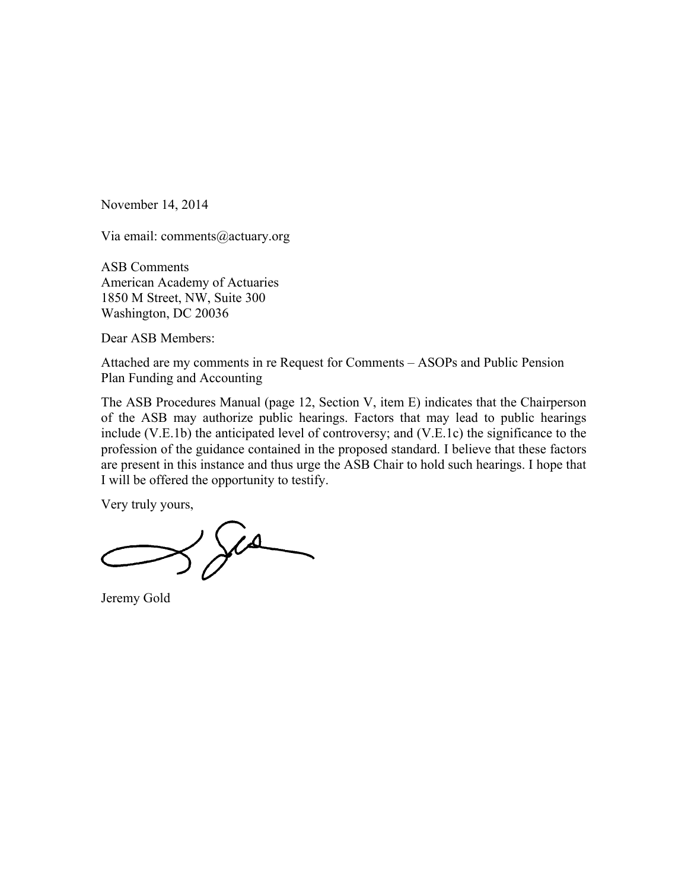November 14, 2014

Via email: comments@actuary.org

ASB Comments
American Academy of Actuaries
1850 M Street, NW, Suite 300
Washington, DC 20036

Dear ASB Members:

Attached are my comments in re Request for Comments – ASOPs and Public Pension Plan Funding and Accounting

The ASB Procedures Manual (page 12, Section V, item E) indicates that the Chairperson of the ASB may authorize public hearings. Factors that may lead to public hearings include (V.E.1b) the anticipated level of controversy; and (V.E.1c) the significance to the profession of the guidance contained in the proposed standard. I believe that these factors are present in this instance and thus urge the ASB Chair to hold such hearings. I hope that I will be offered the opportunity to testify.

Very truly yours,

Jeremy Gold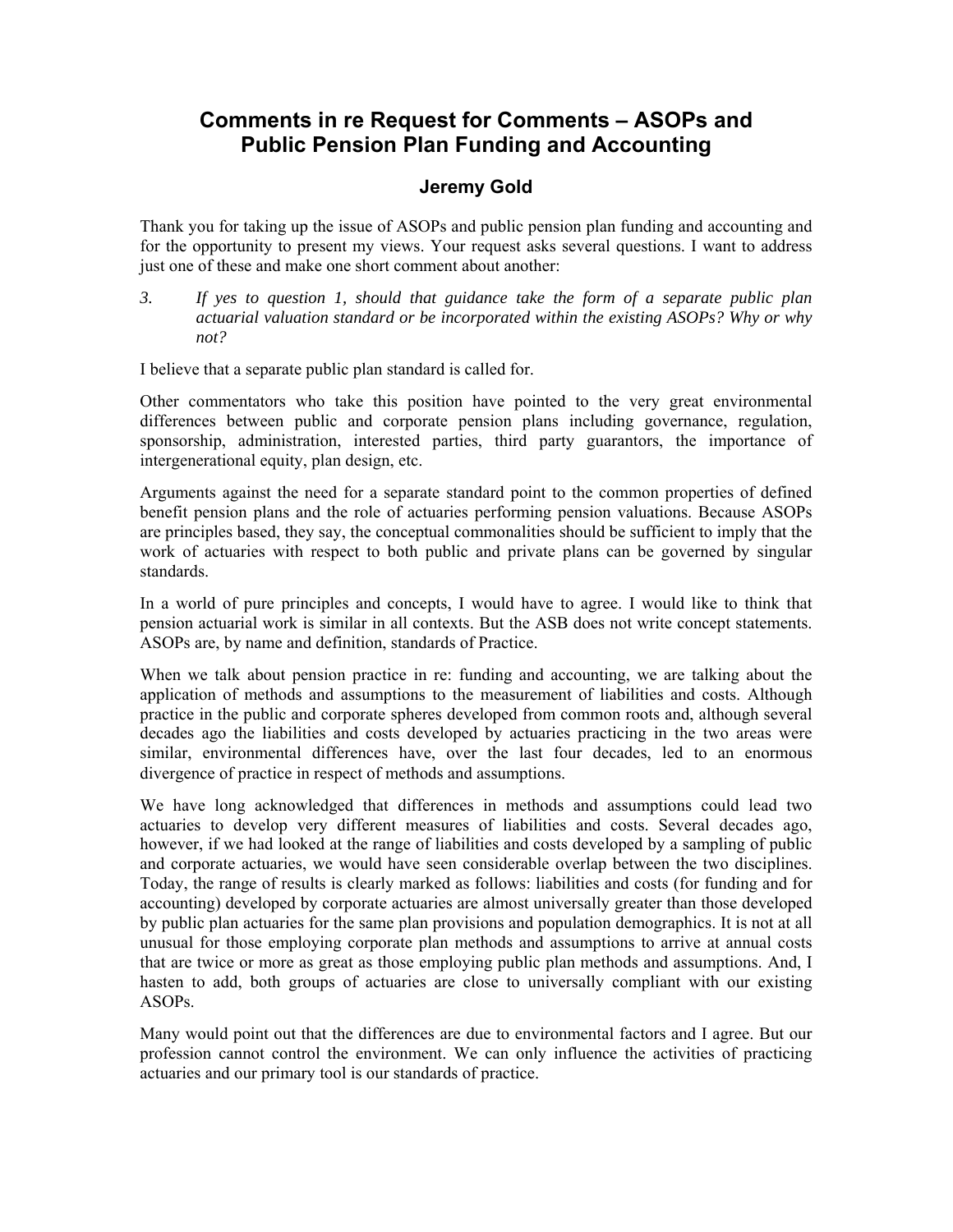# Comments in re Request for Comments – ASOPs and Public Pension Plan Funding and Accounting

### Jeremy Gold

Thank you for taking up the issue of ASOPs and public pension plan funding and accounting and for the opportunity to present my views. Your request asks several questions. I want to address just one of these and make one short comment about another:

3. *If yes to question 1, should that guidance take the form of a separate public plan actuarial valuation standard or be incorporated within the existing ASOPs? Why or why not?*

I believe that a separate public plan standard is called for.

Other commentators who take this position have pointed to the very great environmental differences between public and corporate pension plans including governance, regulation, sponsorship, administration, interested parties, third party guarantors, the importance of intergenerational equity, plan design, etc.

Arguments against the need for a separate standard point to the common properties of defined benefit pension plans and the role of actuaries performing pension valuations. Because ASOPs are principles based, they say, the conceptual commonalities should be sufficient to imply that the work of actuaries with respect to both public and private plans can be governed by singular standards.

In a world of pure principles and concepts, I would have to agree. I would like to think that pension actuarial work is similar in all contexts. But the ASB does not write concept statements. ASOPs are, by name and definition, standards of Practice.

When we talk about pension practice in re: funding and accounting, we are talking about the application of methods and assumptions to the measurement of liabilities and costs. Although practice in the public and corporate spheres developed from common roots and, although several decades ago the liabilities and costs developed by actuaries practicing in the two areas were similar, environmental differences have, over the last four decades, led to an enormous divergence of practice in respect of methods and assumptions.

We have long acknowledged that differences in methods and assumptions could lead two actuaries to develop very different measures of liabilities and costs. Several decades ago, however, if we had looked at the range of liabilities and costs developed by a sampling of public and corporate actuaries, we would have seen considerable overlap between the two disciplines. Today, the range of results is clearly marked as follows: liabilities and costs (for funding and for accounting) developed by corporate actuaries are almost universally greater than those developed by public plan actuaries for the same plan provisions and population demographics. It is not at all unusual for those employing corporate plan methods and assumptions to arrive at annual costs that are twice or more as great as those employing public plan methods and assumptions. And, I hasten to add, both groups of actuaries are close to universally compliant with our existing ASOPs.

Many would point out that the differences are due to environmental factors and I agree. But our profession cannot control the environment. We can only influence the activities of practicing actuaries and our primary tool is our standards of practice.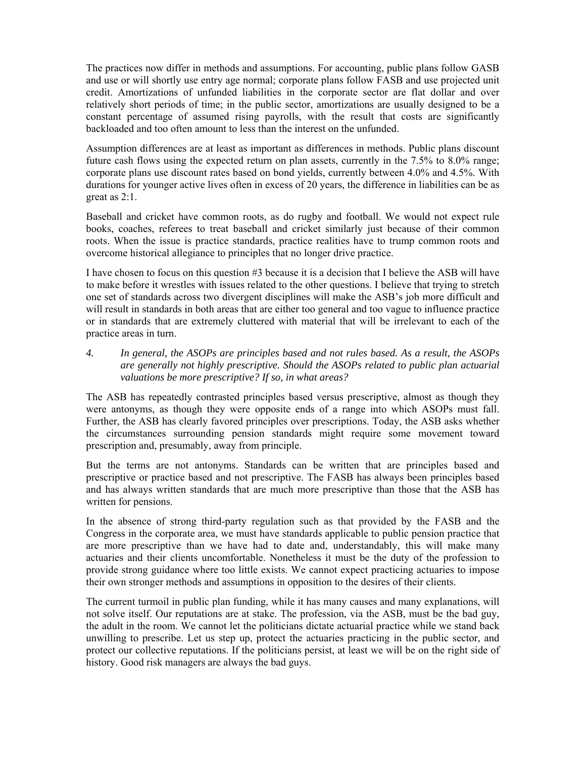The practices now differ in methods and assumptions. For accounting, public plans follow GASB and use or will shortly use entry age normal; corporate plans follow FASB and use projected unit credit. Amortizations of unfunded liabilities in the corporate sector are flat dollar and over relatively short periods of time; in the public sector, amortizations are usually designed to be a constant percentage of assumed rising payrolls, with the result that costs are significantly backloaded and too often amount to less than the interest on the unfunded.

Assumption differences are at least as important as differences in methods. Public plans discount future cash flows using the expected return on plan assets, currently in the 7.5% to 8.0% range; corporate plans use discount rates based on bond yields, currently between 4.0% and 4.5%. With durations for younger active lives often in excess of 20 years, the difference in liabilities can be as great as 2:1.

Baseball and cricket have common roots, as do rugby and football. We would not expect rule books, coaches, referees to treat baseball and cricket similarly just because of their common roots. When the issue is practice standards, practice realities have to trump common roots and overcome historical allegiance to principles that no longer drive practice.

I have chosen to focus on this question #3 because it is a decision that I believe the ASB will have to make before it wrestles with issues related to the other questions. I believe that trying to stretch one set of standards across two divergent disciplines will make the ASB's job more difficult and will result in standards in both areas that are either too general and too vague to influence practice or in standards that are extremely cluttered with material that will be irrelevant to each of the practice areas in turn.

4. *In general, the ASOPs are principles based and not rules based. As a result, the ASOPs are generally not highly prescriptive. Should the ASOPs related to public plan actuarial valuations be more prescriptive? If so, in what areas?*

The ASB has repeatedly contrasted principles based versus prescriptive, almost as though they were antonyms, as though they were opposite ends of a range into which ASOPs must fall. Further, the ASB has clearly favored principles over prescriptions. Today, the ASB asks whether the circumstances surrounding pension standards might require some movement toward prescription and, presumably, away from principle.

But the terms are not antonyms. Standards can be written that are principles based and prescriptive or practice based and not prescriptive. The FASB has always been principles based and has always written standards that are much more prescriptive than those that the ASB has written for pensions.

In the absence of strong third-party regulation such as that provided by the FASB and the Congress in the corporate area, we must have standards applicable to public pension practice that are more prescriptive than we have had to date and, understandably, this will make many actuaries and their clients uncomfortable. Nonetheless it must be the duty of the profession to provide strong guidance where too little exists. We cannot expect practicing actuaries to impose their own stronger methods and assumptions in opposition to the desires of their clients.

The current turmoil in public plan funding, while it has many causes and many explanations, will not solve itself. Our reputations are at stake. The profession, via the ASB, must be the bad guy, the adult in the room. We cannot let the politicians dictate actuarial practice while we stand back unwilling to prescribe. Let us step up, protect the actuaries practicing in the public sector, and protect our collective reputations. If the politicians persist, at least we will be on the right side of history. Good risk managers are always the bad guys.